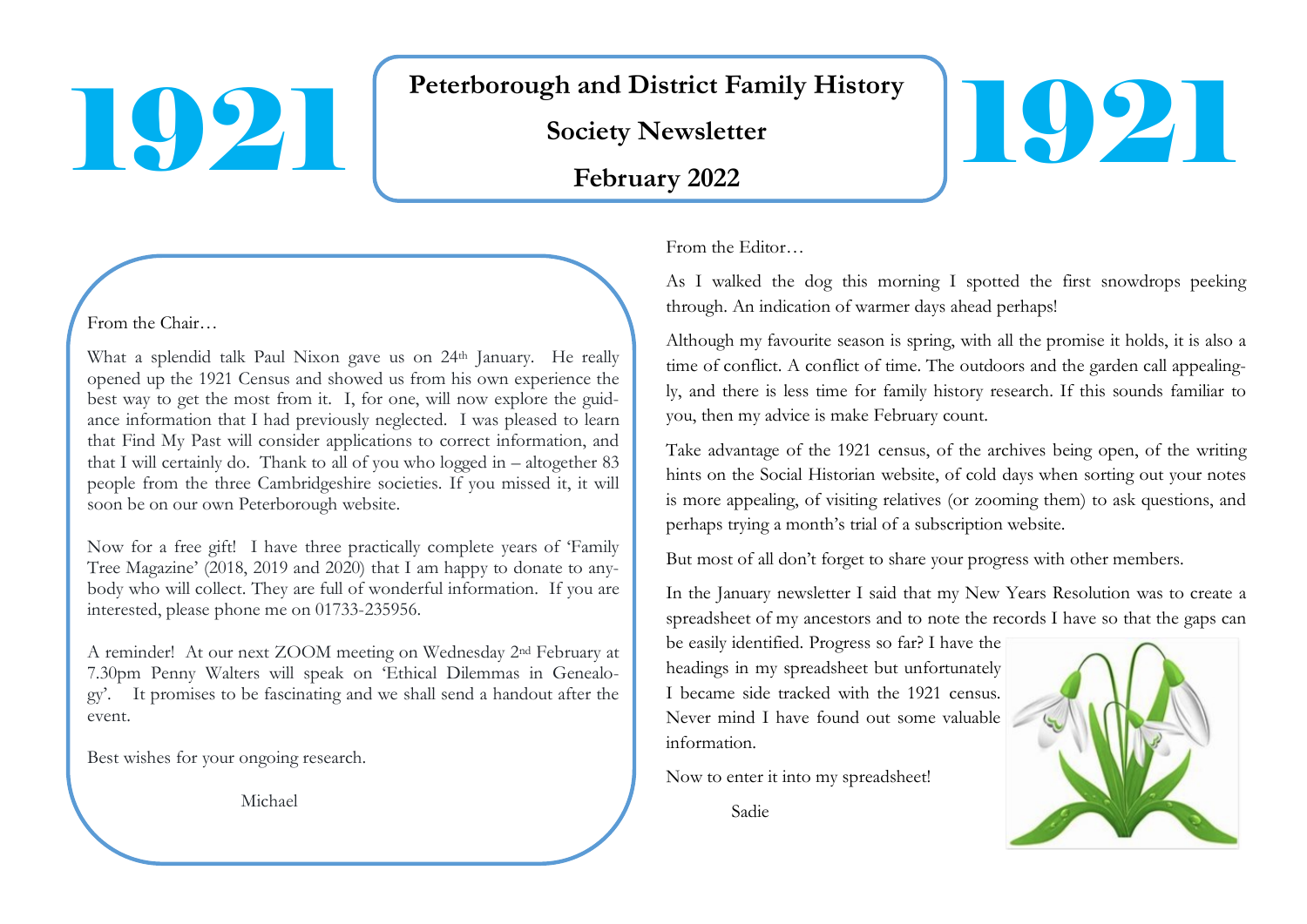1921

# Peterborough and District Family History Society Newsletter

## February 2022

1921

From the Chair…

What a splendid talk Paul Nixon gave us on 24th January. He really opened up the 1921 Census and showed us from his own experience the best way to get the most from it. I, for one, will now explore the guidance information that I had previously neglected. I was pleased to learn that Find My Past will consider applications to correct information, and that I will certainly do. Thank to all of you who logged in – altogether 83 people from the three Cambridgeshire societies. If you missed it, it will soon be on our own Peterborough website.

Now for a free gift! I have three practically complete years of 'Family Tree Magazine' (2018, 2019 and 2020) that I am happy to donate to anybody who will collect. They are full of wonderful information. If you are interested, please phone me on 01733-235956.

A reminder! At our next ZOOM meeting on Wednesday 2nd February at 7.30pm Penny Walters will speak on 'Ethical Dilemmas in Genealogy'. It promises to be fascinating and we shall send a handout after the event.

Best wishes for your ongoing research.

Michael

From the Editor…

As I walked the dog this morning I spotted the first snowdrops peeking through. An indication of warmer days ahead perhaps!

Although my favourite season is spring, with all the promise it holds, it is also a time of conflict. A conflict of time. The outdoors and the garden call appealingly, and there is less time for family history research. If this sounds familiar to you, then my advice is make February count.

Take advantage of the 1921 census, of the archives being open, of the writing hints on the Social Historian website, of cold days when sorting out your notes is more appealing, of visiting relatives (or zooming them) to ask questions, and perhaps trying a month's trial of a subscription website.

But most of all don't forget to share your progress with other members.

In the January newsletter I said that my New Years Resolution was to create a spreadsheet of my ancestors and to note the records I have so that the gaps can be easily identified. Progress so far? I have the headings in my spreadsheet but unfortunately I became side tracked with the 1921 census. Never mind I have found out some valuable information.

Now to enter it into my spreadsheet!

Sadie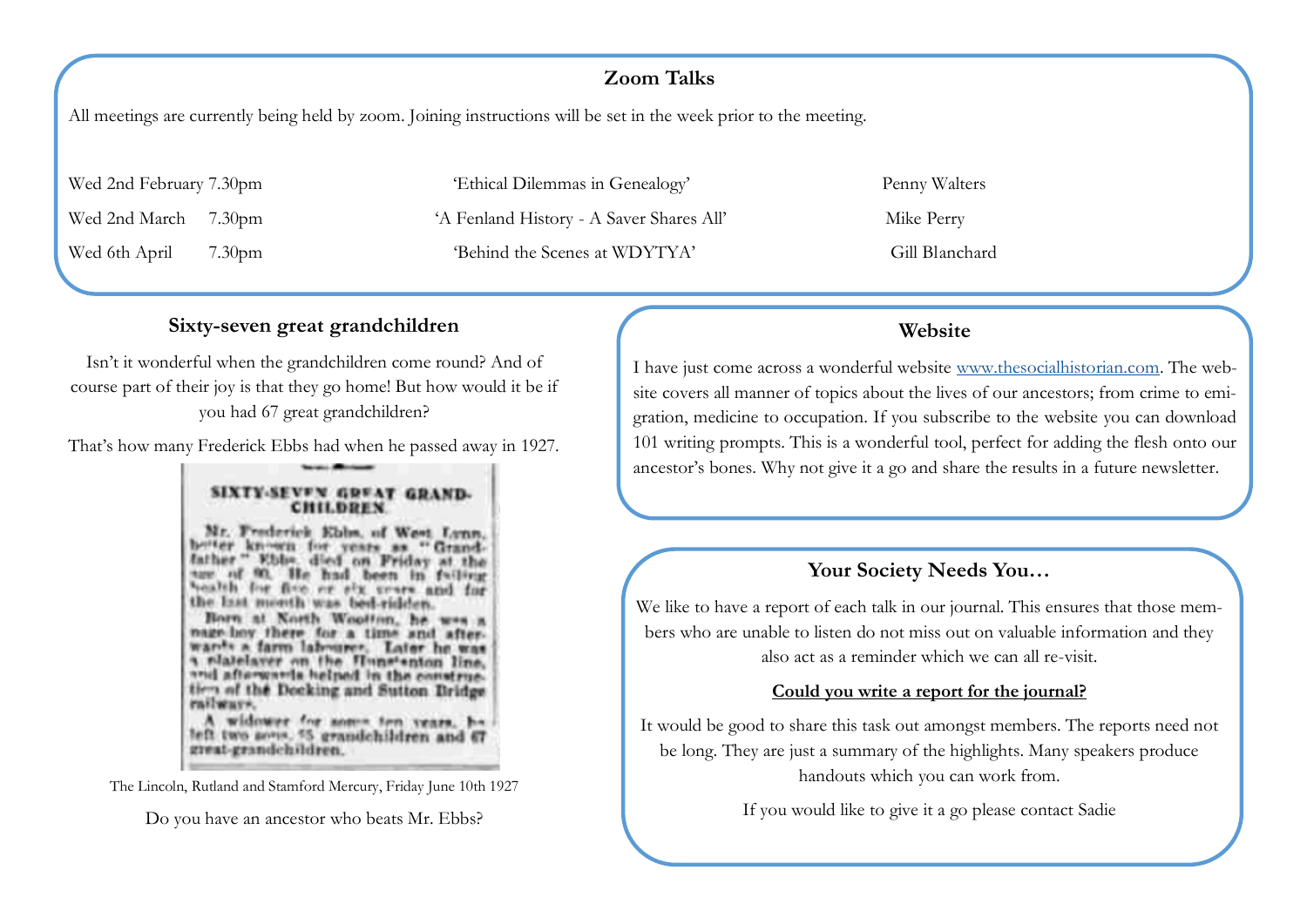## Zoom Talks

All meetings are currently being held by zoom. Joining instructions will be set in the week prior to the meeting.

| | | |
|---|---|---|
| Wed 2nd February 7.30pm | 'Ethical Dilemmas in Genealogy' | Penny Walters |
| Wed 2nd March 7.30pm | 'A Fenland History - A Saver Shares All' | Mike Perry |
| Wed 6th April 7.30pm | 'Behind the Scenes at WDYTYA' | Gill Blanchard |

## Sixty-seven great grandchildren

Isn't it wonderful when the grandchildren come round? And of course part of their joy is that they go home! But how would it be if you had 67 great grandchildren?

That's how many Frederick Ebbs had when he passed away in 1927.

**SIXTY-SEVEN GREAT GRAND-CHILDREN.**

Mr. Frederick Ebbs, of West Lynn, better known for years as "Grand-father" Ebbs, died on Friday at the age of 90. He had been in failing health for five or six years and for the last month was bed-ridden.

Born at North Wootton, he was a page-boy there for a time and afterwards a farm labourer. Later he was a platelayer on the Hunstanton line, and afterwards helped in the construction of the Docking and Sutton Bridge railways.

A widower for some ten years, he left two sons, 55 grandchildren and 67 great-grandchildren.

The Lincoln, Rutland and Stamford Mercury, Friday June 10th 1927

Do you have an ancestor who beats Mr. Ebbs?

## Website

I have just come across a wonderful website www.thesocialhistorian.com. The website covers all manner of topics about the lives of our ancestors; from crime to emigration, medicine to occupation. If you subscribe to the website you can download 101 writing prompts. This is a wonderful tool, perfect for adding the flesh onto our ancestor's bones. Why not give it a go and share the results in a future newsletter.

## Your Society Needs You…

We like to have a report of each talk in our journal. This ensures that those members who are unable to listen do not miss out on valuable information and they also act as a reminder which we can all re-visit.

**Could you write a report for the journal?**

It would be good to share this task out amongst members. The reports need not be long. They are just a summary of the highlights. Many speakers produce handouts which you can work from.

If you would like to give it a go please contact Sadie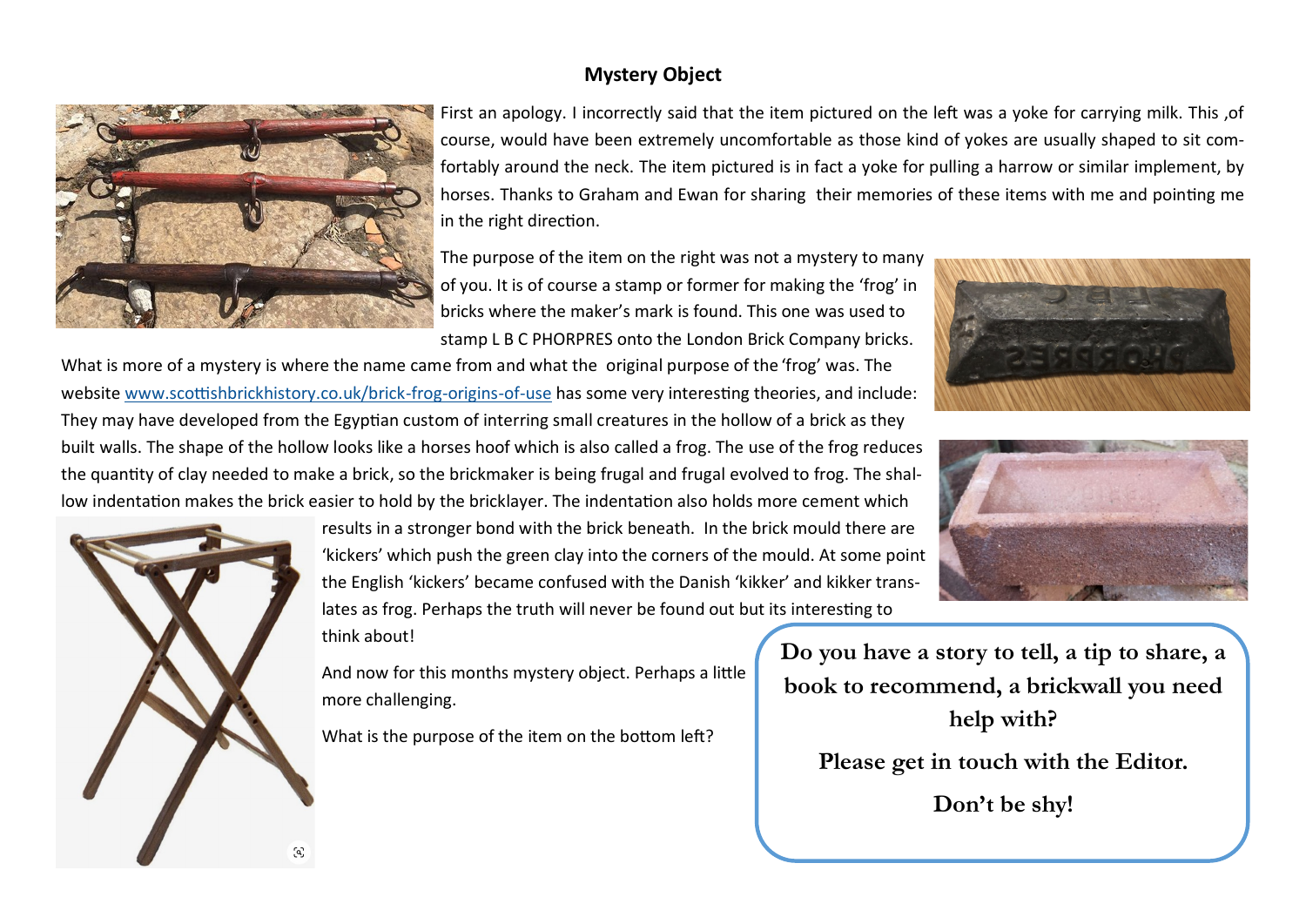## Mystery Object

First an apology. I incorrectly said that the item pictured on the left was a yoke for carrying milk. This ,of course, would have been extremely uncomfortable as those kind of yokes are usually shaped to sit comfortably around the neck. The item pictured is in fact a yoke for pulling a harrow or similar implement, by horses. Thanks to Graham and Ewan for sharing their memories of these items with me and pointing me in the right direction.

The purpose of the item on the right was not a mystery to many of you. It is of course a stamp or former for making the 'frog' in bricks where the maker's mark is found. This one was used to stamp L B C PHORPRES onto the London Brick Company bricks. What is more of a mystery is where the name came from and what the original purpose of the 'frog' was. The website [www.scottishbrickhistory.co.uk/brick-frog-origins-of-use](www.scottishbrickhistory.co.uk/brick-frog-origins-of-use) has some very interesting theories, and include: They may have developed from the Egyptian custom of interring small creatures in the hollow of a brick as they built walls. The shape of the hollow looks like a horses hoof which is also called a frog. The use of the frog reduces the quantity of clay needed to make a brick, so the brickmaker is being frugal and frugal evolved to frog. The shallow indentation makes the brick easier to hold by the bricklayer. The indentation also holds more cement which results in a stronger bond with the brick beneath. In the brick mould there are 'kickers' which push the green clay into the corners of the mould. At some point the English 'kickers' became confused with the Danish 'kikker' and kikker translates as frog. Perhaps the truth will never be found out but its interesting to think about!

And now for this months mystery object. Perhaps a little more challenging.

What is the purpose of the item on the bottom left?

**Do you have a story to tell, a tip to share, a book to recommend, a brickwall you need help with?**

**Please get in touch with the Editor.**

**Don't be shy!**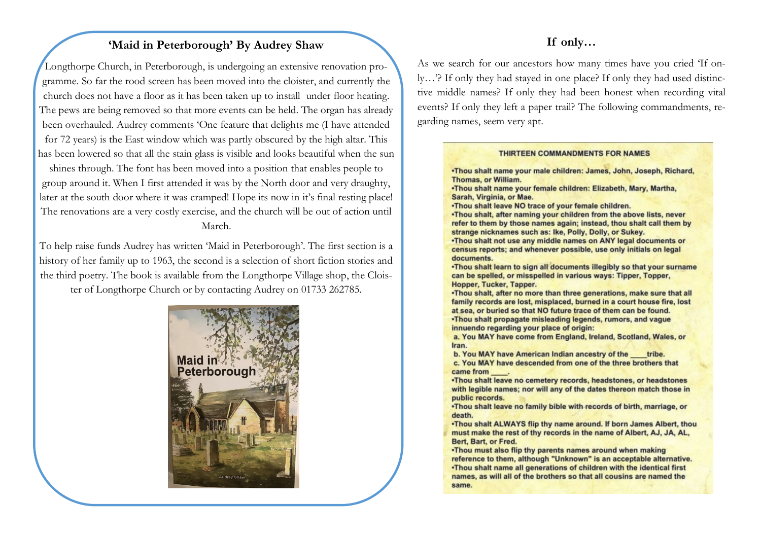## 'Maid in Peterborough' By Audrey Shaw

Longthorpe Church, in Peterborough, is undergoing an extensive renovation programme. So far the rood screen has been moved into the cloister, and currently the church does not have a floor as it has been taken up to install under floor heating. The pews are being removed so that more events can be held. The organ has already been overhauled. Audrey comments 'One feature that delights me (I have attended for 72 years) is the East window which was partly obscured by the high altar. This has been lowered so that all the stain glass is visible and looks beautiful when the sun shines through. The font has been moved into a position that enables people to group around it. When I first attended it was by the North door and very draughty, later at the south door where it was cramped! Hope its now in it's final resting place! The renovations are a very costly exercise, and the church will be out of action until March.

To help raise funds Audrey has written 'Maid in Peterborough'. The first section is a history of her family up to 1963, the second is a selection of short fiction stories and the third poetry. The book is available from the Longthorpe Village shop, the Cloister of Longthorpe Church or by contacting Audrey on 01733 262785.

## If only…

As we search for our ancestors how many times have you cried 'If only…'? If only they had stayed in one place? If only they had used distinctive middle names? If only they had been honest when recording vital events? If only they left a paper trail? The following commandments, regarding names, seem very apt.

**THIRTEEN COMMANDMENTS FOR NAMES**

- Thou shalt name your male children: James, John, Joseph, Richard, Thomas, or William.
- Thou shalt name your female children: Elizabeth, Mary, Martha, Sarah, Virginia, or Mae.
- Thou shalt leave NO trace of your female children.
- Thou shalt, after naming your children from the above lists, never refer to them by those names again; instead, thou shalt call them by strange nicknames such as: Ike, Polly, Dolly, or Sukey.
- Thou shalt not use any middle names on ANY legal documents or census reports; and whenever possible, use only initials on legal documents.
- Thou shalt learn to sign all documents illegibly so that your surname can be spelled, or misspelled in various ways: Tipper, Topper, Hopper, Tucker, Tapper.
- Thou shalt, after no more than three generations, make sure that all family records are lost, misplaced, burned in a court house fire, lost at sea, or buried so that NO future trace of them can be found.
- Thou shalt propagate misleading legends, rumors, and vague innuendo regarding your place of origin:
  - a. You MAY have come from England, Ireland, Scotland, Wales, or Iran.
  - b. You MAY have American Indian ancestry of the \_\_\_\_tribe.
  - c. You MAY have descended from one of the three brothers that came from \_\_\_\_.
- Thou shalt leave no cemetery records, headstones, or headstones with legible names; nor will any of the dates thereon match those in public records.
- Thou shalt leave no family bible with records of birth, marriage, or death.
- Thou shalt ALWAYS flip thy name around. If born James Albert, thou must make the rest of thy records in the name of Albert, AJ, JA, AL, Bert, Bart, or Fred.
- Thou must also flip thy parents names around when making reference to them, although "Unknown" is an acceptable alternative.
- Thou shalt name all generations of children with the identical first names, as will all of the brothers so that all cousins are named the same.